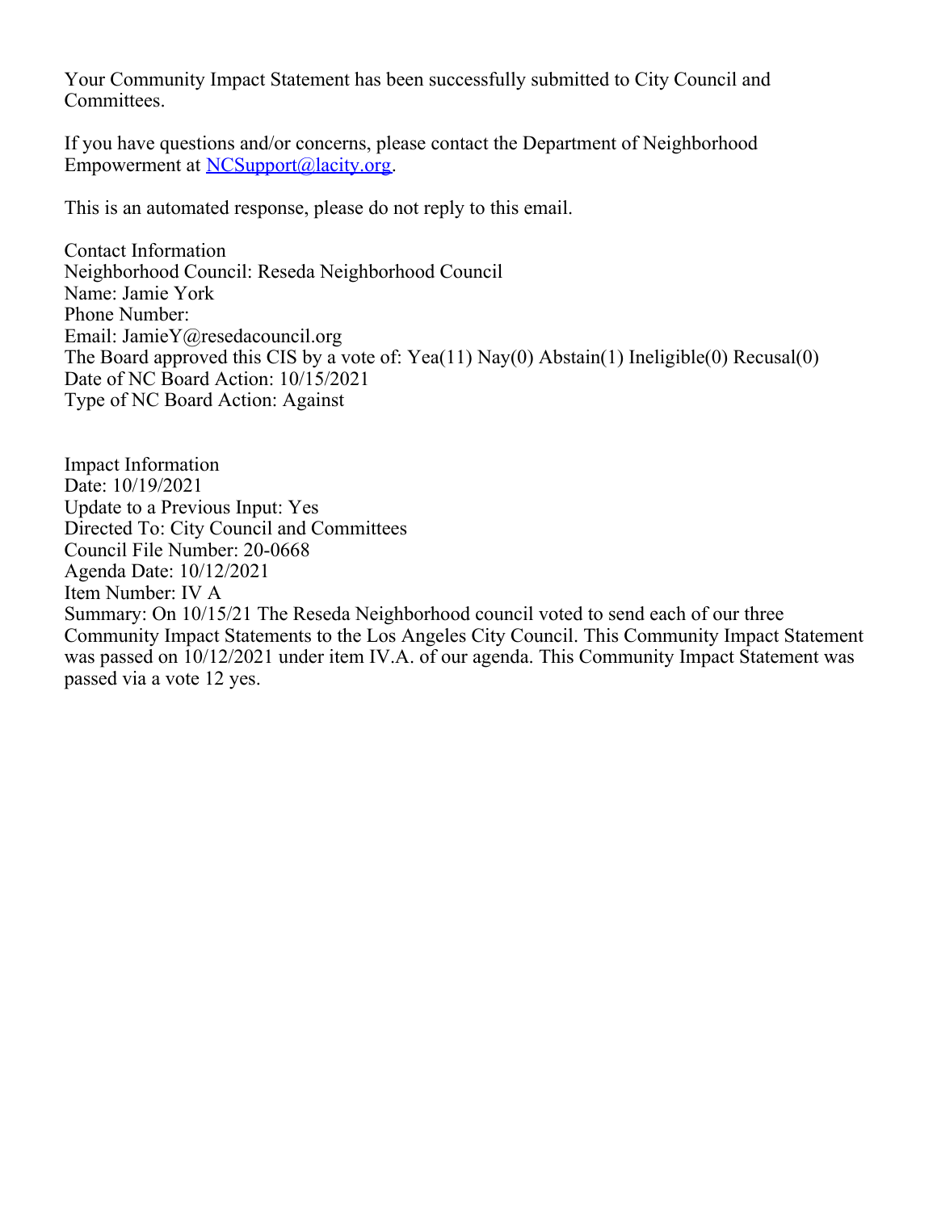Your Community Impact Statement has been successfully submitted to City Council and Committees.

If you have questions and/or concerns, please contact the Department of Neighborhood Empowerment at [NCSupport@lacity.org](mailto:NCSupport@lacity.org).

This is an automated response, please do not reply to this email.

Contact Information
Neighborhood Council: Reseda Neighborhood Council
Name: Jamie York
Phone Number:
Email: JamieY@resedacouncil.org
The Board approved this CIS by a vote of: Yea(11) Nay(0) Abstain(1) Ineligible(0) Recusal(0)
Date of NC Board Action: 10/15/2021
Type of NC Board Action: Against

Impact Information
Date: 10/19/2021
Update to a Previous Input: Yes
Directed To: City Council and Committees
Council File Number: 20-0668
Agenda Date: 10/12/2021
Item Number: IV A
Summary: On 10/15/21 The Reseda Neighborhood council voted to send each of our three Community Impact Statements to the Los Angeles City Council. This Community Impact Statement was passed on 10/12/2021 under item IV.A. of our agenda. This Community Impact Statement was passed via a vote 12 yes.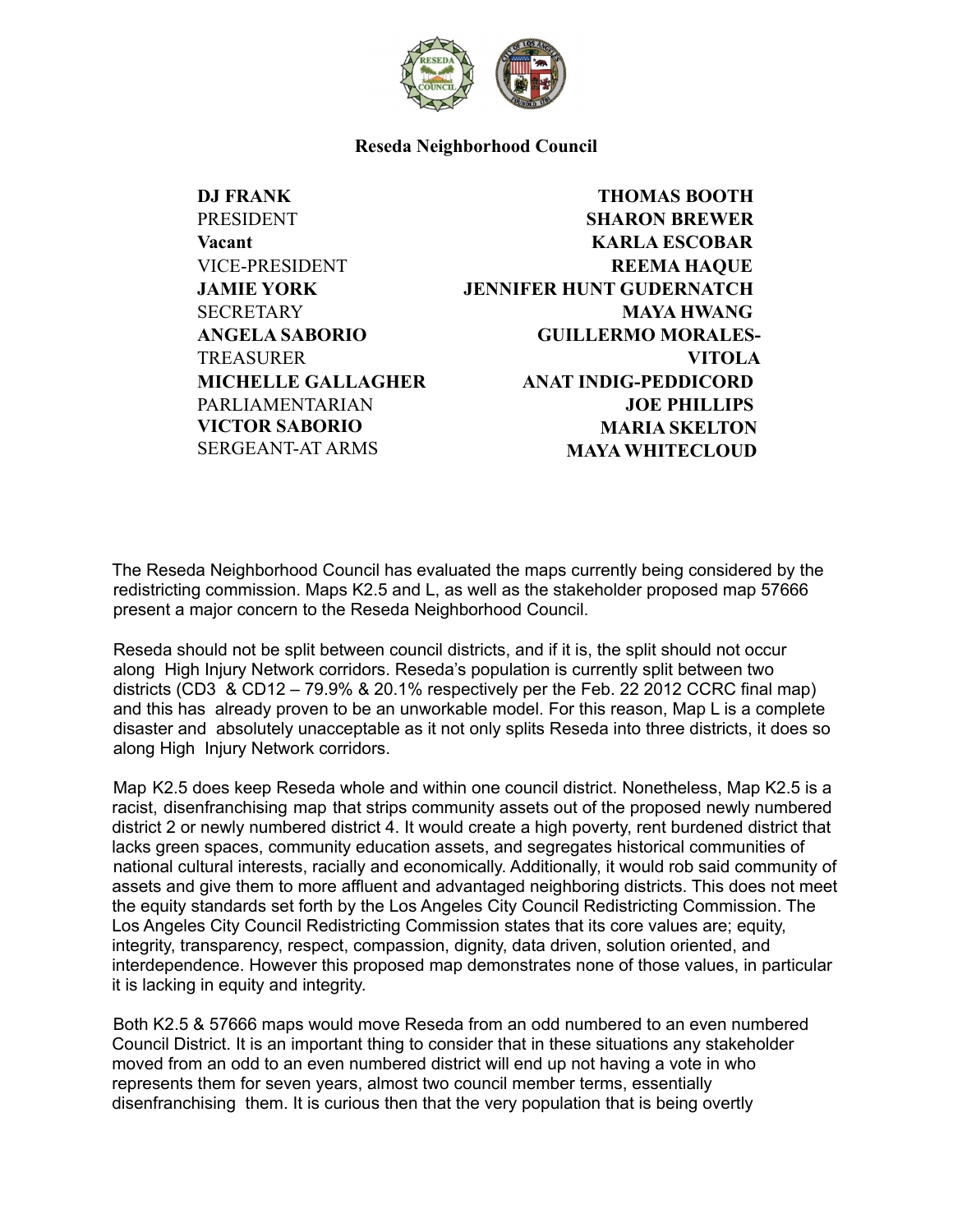**Reseda Neighborhood Council**

| | |
|---|---|
| **DJ FRANK**<br>PRESIDENT | **THOMAS BOOTH** |
| **Vacant**<br>VICE-PRESIDENT | **SHARON BREWER** |
| **JAMIE YORK**<br>SECRETARY | **KARLA ESCOBAR** |
| **ANGELA SABORIO**<br>TREASURER | **REEMA HAQUE** |
| **MICHELLE GALLAGHER**<br>PARLIAMENTARIAN | **JENNIFER HUNT GUDERNATCH** |
| **VICTOR SABORIO**<br>SERGEANT-AT ARMS | **MAYA HWANG** |
| | **GUILLERMO MORALES-VITOLA** |
| | **ANAT INDIG-PEDDICORD** |
| | **JOE PHILLIPS** |
| | **MARIA SKELTON** |
| | **MAYA WHITECLOUD** |

The Reseda Neighborhood Council has evaluated the maps currently being considered by the redistricting commission. Maps K2.5 and L, as well as the stakeholder proposed map 57666 present a major concern to the Reseda Neighborhood Council.

Reseda should not be split between council districts, and if it is, the split should not occur along High Injury Network corridors. Reseda's population is currently split between two districts (CD3 & CD12 – 79.9% & 20.1% respectively per the Feb. 22 2012 CCRC final map) and this has already proven to be an unworkable model. For this reason, Map L is a complete disaster and absolutely unacceptable as it not only splits Reseda into three districts, it does so along High Injury Network corridors.

Map K2.5 does keep Reseda whole and within one council district. Nonetheless, Map K2.5 is a racist, disenfranchising map that strips community assets out of the proposed newly numbered district 2 or newly numbered district 4. It would create a high poverty, rent burdened district that lacks green spaces, community education assets, and segregates historical communities of national cultural interests, racially and economically. Additionally, it would rob said community of assets and give them to more affluent and advantaged neighboring districts. This does not meet the equity standards set forth by the Los Angeles City Council Redistricting Commission. The Los Angeles City Council Redistricting Commission states that its core values are; equity, integrity, transparency, respect, compassion, dignity, data driven, solution oriented, and interdependence. However this proposed map demonstrates none of those values, in particular it is lacking in equity and integrity.

Both K2.5 & 57666 maps would move Reseda from an odd numbered to an even numbered Council District. It is an important thing to consider that in these situations any stakeholder moved from an odd to an even numbered district will end up not having a vote in who represents them for seven years, almost two council member terms, essentially disenfranchising them. It is curious then that the very population that is being overtly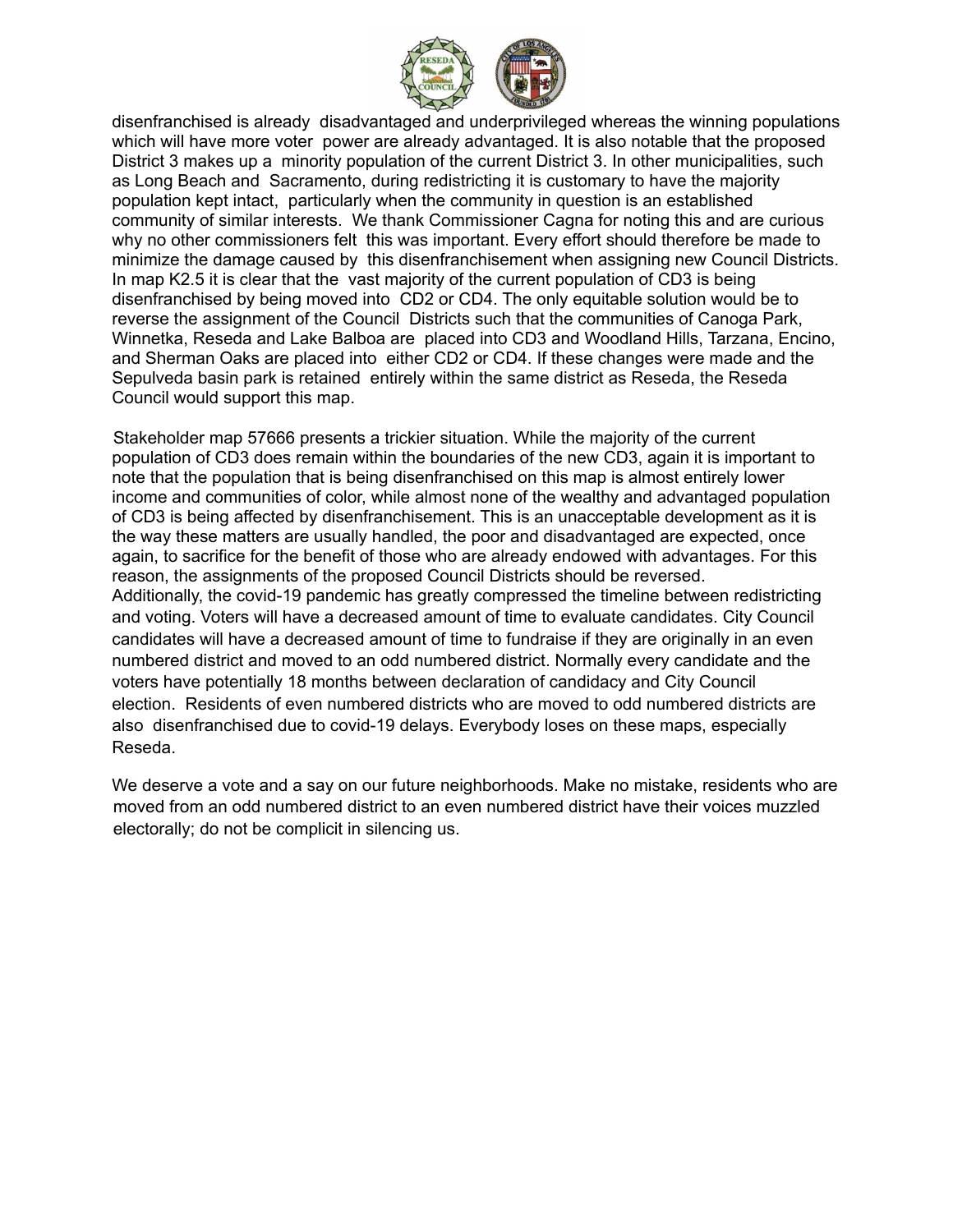disenfranchised is already disadvantaged and underprivileged whereas the winning populations which will have more voter power are already advantaged. It is also notable that the proposed District 3 makes up a minority population of the current District 3. In other municipalities, such as Long Beach and Sacramento, during redistricting it is customary to have the majority population kept intact, particularly when the community in question is an established community of similar interests. We thank Commissioner Cagna for noting this and are curious why no other commissioners felt this was important. Every effort should therefore be made to minimize the damage caused by this disenfranchisement when assigning new Council Districts. In map K2.5 it is clear that the vast majority of the current population of CD3 is being disenfranchised by being moved into CD2 or CD4. The only equitable solution would be to reverse the assignment of the Council Districts such that the communities of Canoga Park, Winnetka, Reseda and Lake Balboa are placed into CD3 and Woodland Hills, Tarzana, Encino, and Sherman Oaks are placed into either CD2 or CD4. If these changes were made and the Sepulveda basin park is retained entirely within the same district as Reseda, the Reseda Council would support this map.

Stakeholder map 57666 presents a trickier situation. While the majority of the current population of CD3 does remain within the boundaries of the new CD3, again it is important to note that the population that is being disenfranchised on this map is almost entirely lower income and communities of color, while almost none of the wealthy and advantaged population of CD3 is being affected by disenfranchisement. This is an unacceptable development as it is the way these matters are usually handled, the poor and disadvantaged are expected, once again, to sacrifice for the benefit of those who are already endowed with advantages. For this reason, the assignments of the proposed Council Districts should be reversed.
Additionally, the covid-19 pandemic has greatly compressed the timeline between redistricting and voting. Voters will have a decreased amount of time to evaluate candidates. City Council candidates will have a decreased amount of time to fundraise if they are originally in an even numbered district and moved to an odd numbered district. Normally every candidate and the voters have potentially 18 months between declaration of candidacy and City Council election. Residents of even numbered districts who are moved to odd numbered districts are also disenfranchised due to covid-19 delays. Everybody loses on these maps, especially Reseda.

We deserve a vote and a say on our future neighborhoods. Make no mistake, residents who are moved from an odd numbered district to an even numbered district have their voices muzzled electorally; do not be complicit in silencing us.